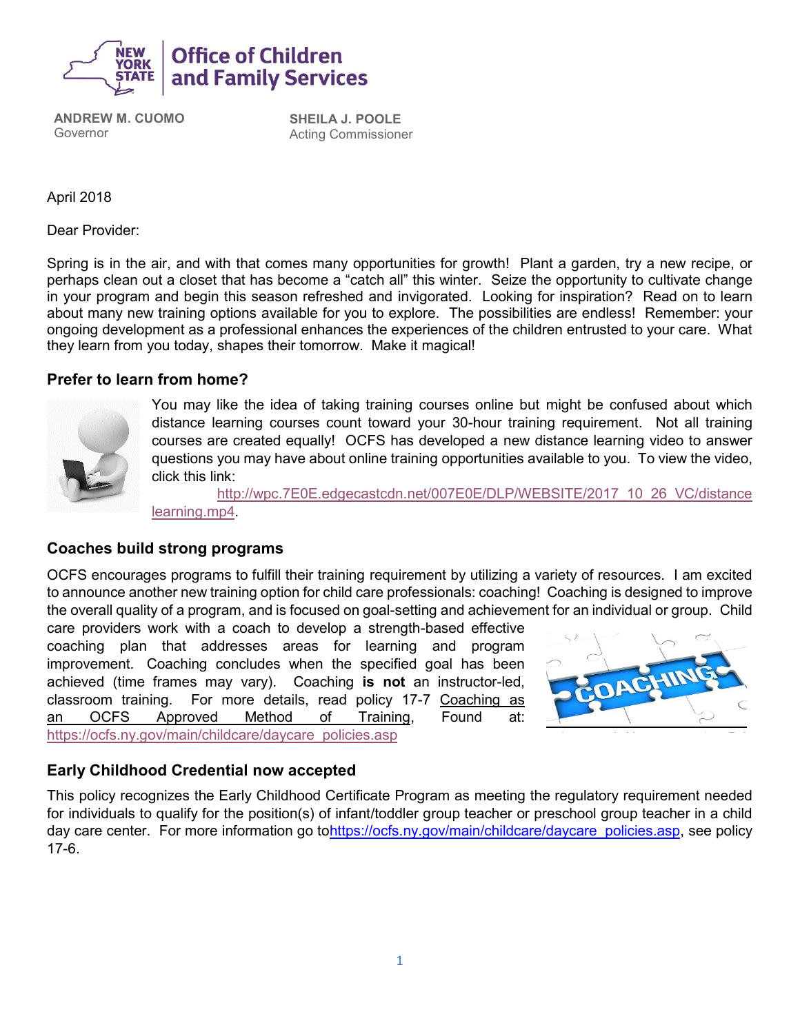**Office of Children and Family Services**

**ANDREW M. CUOMO**
Governor

**SHEILA J. POOLE**
Acting Commissioner

April 2018

Dear Provider:

Spring is in the air, and with that comes many opportunities for growth! Plant a garden, try a new recipe, or perhaps clean out a closet that has become a "catch all" this winter. Seize the opportunity to cultivate change in your program and begin this season refreshed and invigorated. Looking for inspiration? Read on to learn about many new training options available for you to explore. The possibilities are endless! Remember: your ongoing development as a professional enhances the experiences of the children entrusted to your care. What they learn from you today, shapes their tomorrow. Make it magical!

### Prefer to learn from home?

You may like the idea of taking training courses online but might be confused about which distance learning courses count toward your 30-hour training requirement. Not all training courses are created equally! OCFS has developed a new distance learning video to answer questions you may have about online training opportunities available to you. To view the video, click this link: http://wpc.7E0E.edgecastcdn.net/007E0E/DLP/WEBSITE/2017_10_26_VC/distancelearning.mp4.

### Coaches build strong programs

OCFS encourages programs to fulfill their training requirement by utilizing a variety of resources. I am excited to announce another new training option for child care professionals: coaching! Coaching is designed to improve the overall quality of a program, and is focused on goal-setting and achievement for an individual or group. Child care providers work with a coach to develop a strength-based effective coaching plan that addresses areas for learning and program improvement. Coaching concludes when the specified goal has been achieved (time frames may vary). Coaching **is not** an instructor-led, classroom training. For more details, read policy 17-7 Coaching as an OCFS Approved Method of Training, Found at: https://ocfs.ny.gov/main/childcare/daycare_policies.asp

### Early Childhood Credential now accepted

This policy recognizes the Early Childhood Certificate Program as meeting the regulatory requirement needed for individuals to qualify for the position(s) of infant/toddler group teacher or preschool group teacher in a child day care center. For more information go tohttps://ocfs.ny.gov/main/childcare/daycare_policies.asp, see policy 17-6.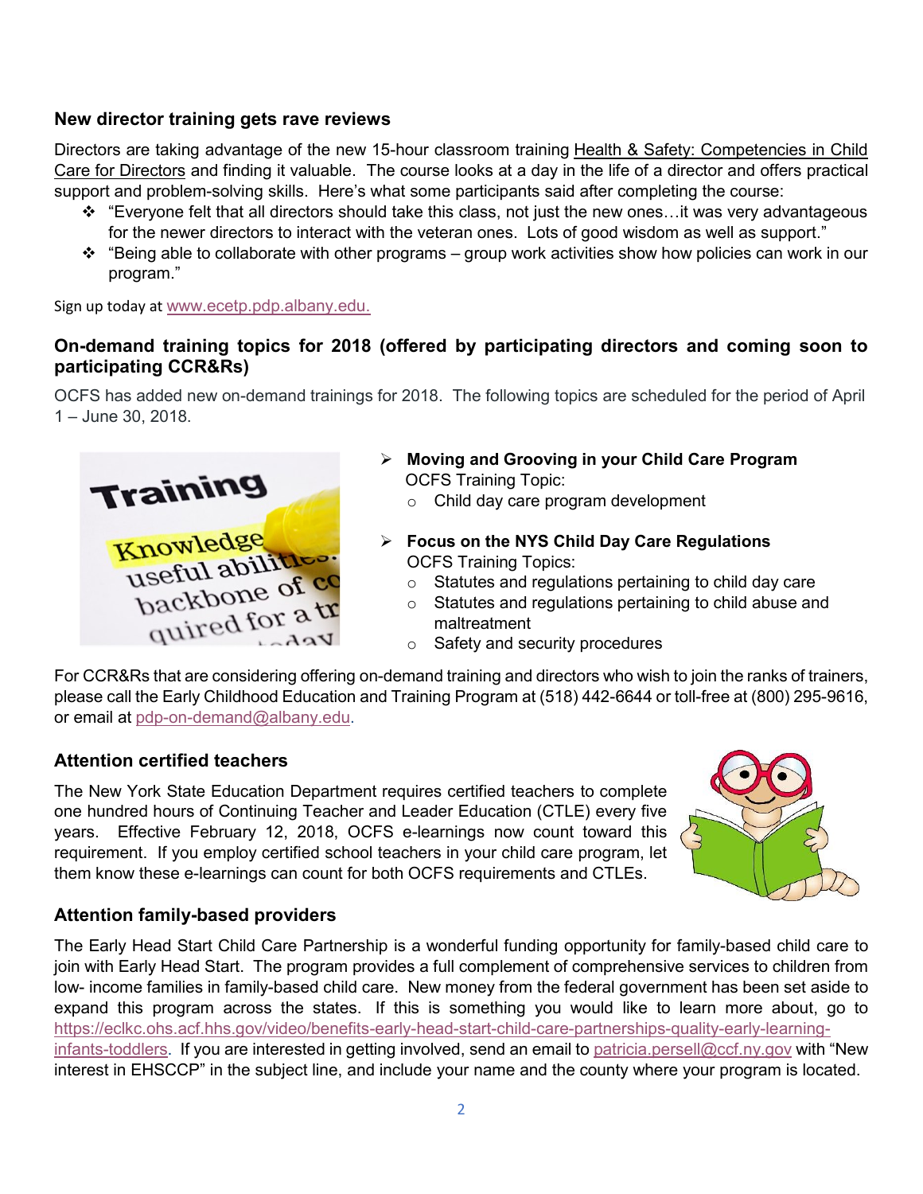### New director training gets rave reviews

Directors are taking advantage of the new 15-hour classroom training Health & Safety: Competencies in Child Care for Directors and finding it valuable. The course looks at a day in the life of a director and offers practical support and problem-solving skills. Here's what some participants said after completing the course:

- "Everyone felt that all directors should take this class, not just the new ones…it was very advantageous for the newer directors to interact with the veteran ones. Lots of good wisdom as well as support."
- "Being able to collaborate with other programs – group work activities show how policies can work in our program."

Sign up today at www.ecetp.pdp.albany.edu.

### On-demand training topics for 2018 (offered by participating directors and coming soon to participating CCR&Rs)

OCFS has added new on-demand trainings for 2018. The following topics are scheduled for the period of April 1 – June 30, 2018.

- **Moving and Grooving in your Child Care Program**
  OCFS Training Topic:
  - Child day care program development
- **Focus on the NYS Child Day Care Regulations**
  OCFS Training Topics:
  - Statutes and regulations pertaining to child day care
  - Statutes and regulations pertaining to child abuse and maltreatment
  - Safety and security procedures

For CCR&Rs that are considering offering on-demand training and directors who wish to join the ranks of trainers, please call the Early Childhood Education and Training Program at (518) 442-6644 or toll-free at (800) 295-9616, or email at pdp-on-demand@albany.edu.

### Attention certified teachers

The New York State Education Department requires certified teachers to complete one hundred hours of Continuing Teacher and Leader Education (CTLE) every five years. Effective February 12, 2018, OCFS e-learnings now count toward this requirement. If you employ certified school teachers in your child care program, let them know these e-learnings can count for both OCFS requirements and CTLEs.

### Attention family-based providers

The Early Head Start Child Care Partnership is a wonderful funding opportunity for family-based child care to join with Early Head Start. The program provides a full complement of comprehensive services to children from low- income families in family-based child care. New money from the federal government has been set aside to expand this program across the states. If this is something you would like to learn more about, go to https://eclkc.ohs.acf.hhs.gov/video/benefits-early-head-start-child-care-partnerships-quality-early-learning-infants-toddlers. If you are interested in getting involved, send an email to patricia.persell@ccf.ny.gov with "New interest in EHSCCP" in the subject line, and include your name and the county where your program is located.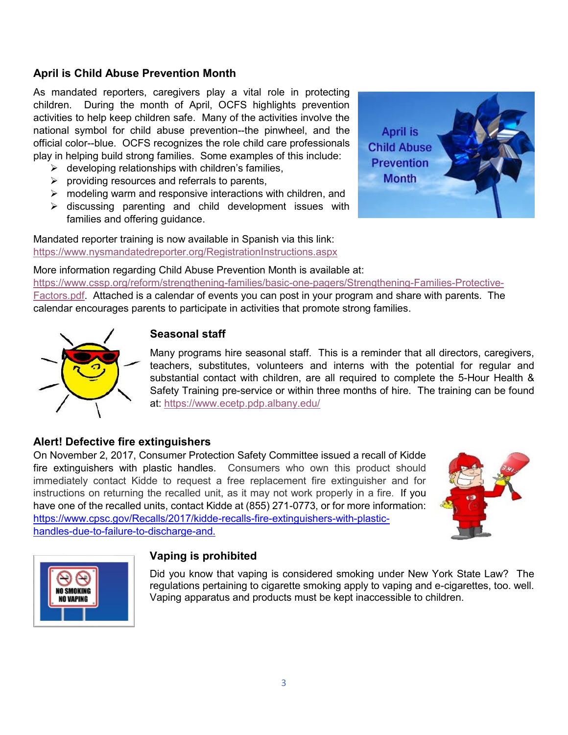## April is Child Abuse Prevention Month

As mandated reporters, caregivers play a vital role in protecting children. During the month of April, OCFS highlights prevention activities to help keep children safe. Many of the activities involve the national symbol for child abuse prevention--the pinwheel, and the official color--blue. OCFS recognizes the role child care professionals play in helping build strong families. Some examples of this include:

- developing relationships with children's families,
- providing resources and referrals to parents,
- modeling warm and responsive interactions with children, and
- discussing parenting and child development issues with families and offering guidance.

Mandated reporter training is now available in Spanish via this link: https://www.nysmandatedreporter.org/RegistrationInstructions.aspx

More information regarding Child Abuse Prevention Month is available at: https://www.cssp.org/reform/strengthening-families/basic-one-pagers/Strengthening-Families-Protective-Factors.pdf. Attached is a calendar of events you can post in your program and share with parents. The calendar encourages parents to participate in activities that promote strong families.

## Seasonal staff

Many programs hire seasonal staff. This is a reminder that all directors, caregivers, teachers, substitutes, volunteers and interns with the potential for regular and substantial contact with children, are all required to complete the 5-Hour Health & Safety Training pre-service or within three months of hire. The training can be found at: https://www.ecetp.pdp.albany.edu/

## Alert! Defective fire extinguishers

On November 2, 2017, Consumer Protection Safety Committee issued a recall of Kidde fire extinguishers with plastic handles. Consumers who own this product should immediately contact Kidde to request a free replacement fire extinguisher and for instructions on returning the recalled unit, as it may not work properly in a fire. If you have one of the recalled units, contact Kidde at (855) 271-0773, or for more information: https://www.cpsc.gov/Recalls/2017/kidde-recalls-fire-extinguishers-with-plastic-handles-due-to-failure-to-discharge-and.

## Vaping is prohibited

Did you know that vaping is considered smoking under New York State Law? The regulations pertaining to cigarette smoking apply to vaping and e-cigarettes, too. well. Vaping apparatus and products must be kept inaccessible to children.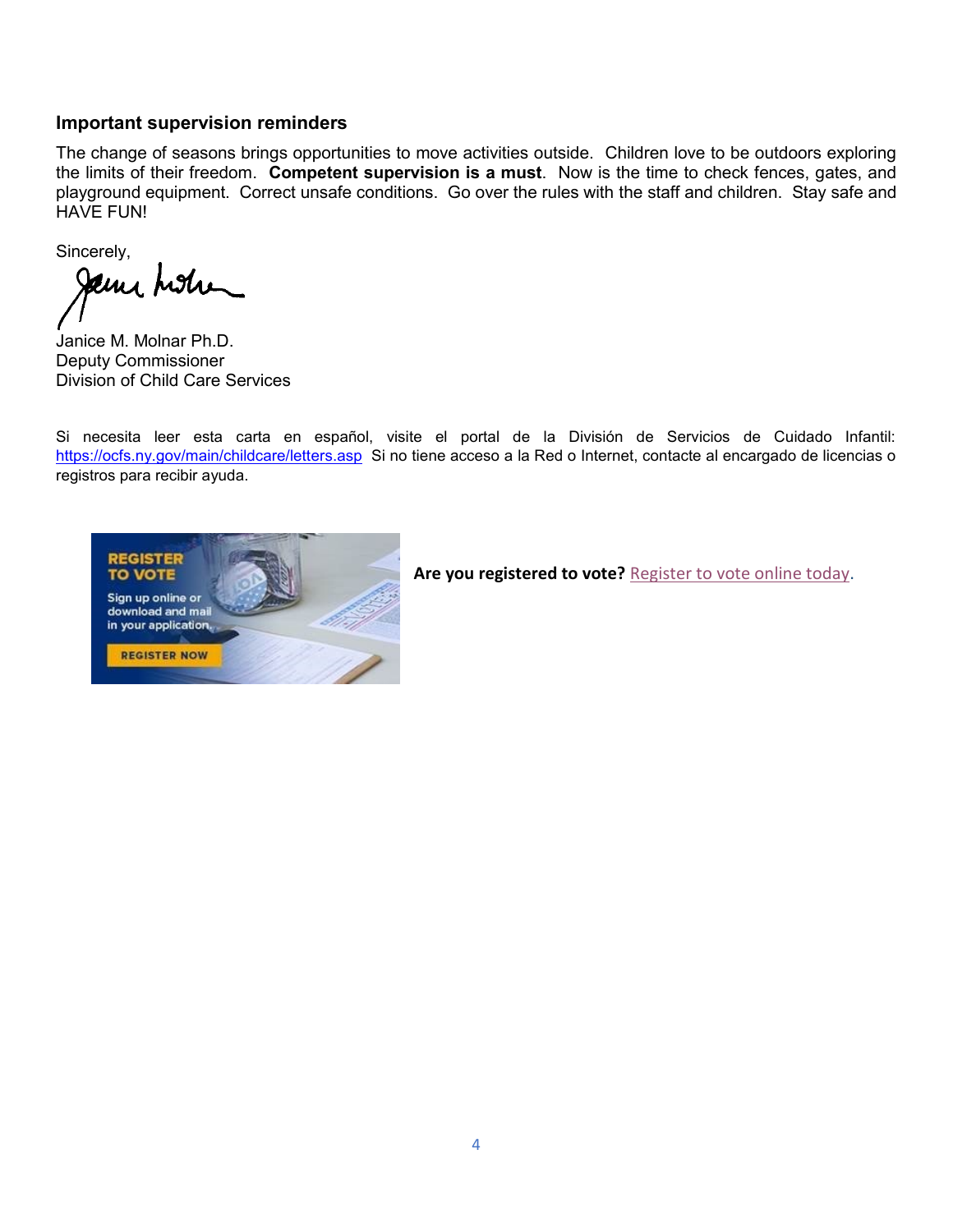### Important supervision reminders

The change of seasons brings opportunities to move activities outside. Children love to be outdoors exploring the limits of their freedom. **Competent supervision is a must**. Now is the time to check fences, gates, and playground equipment. Correct unsafe conditions. Go over the rules with the staff and children. Stay safe and HAVE FUN!

Sincerely,

Janice M. Molnar Ph.D.
Deputy Commissioner
Division of Child Care Services

Si necesita leer esta carta en español, visite el portal de la División de Servicios de Cuidado Infantil: https://ocfs.ny.gov/main/childcare/letters.asp Si no tiene acceso a la Red o Internet, contacte al encargado de licencias o registros para recibir ayuda.

REGISTER TO VOTE
Sign up online or download and mail in your application.
REGISTER NOW

**Are you registered to vote?** Register to vote online today.